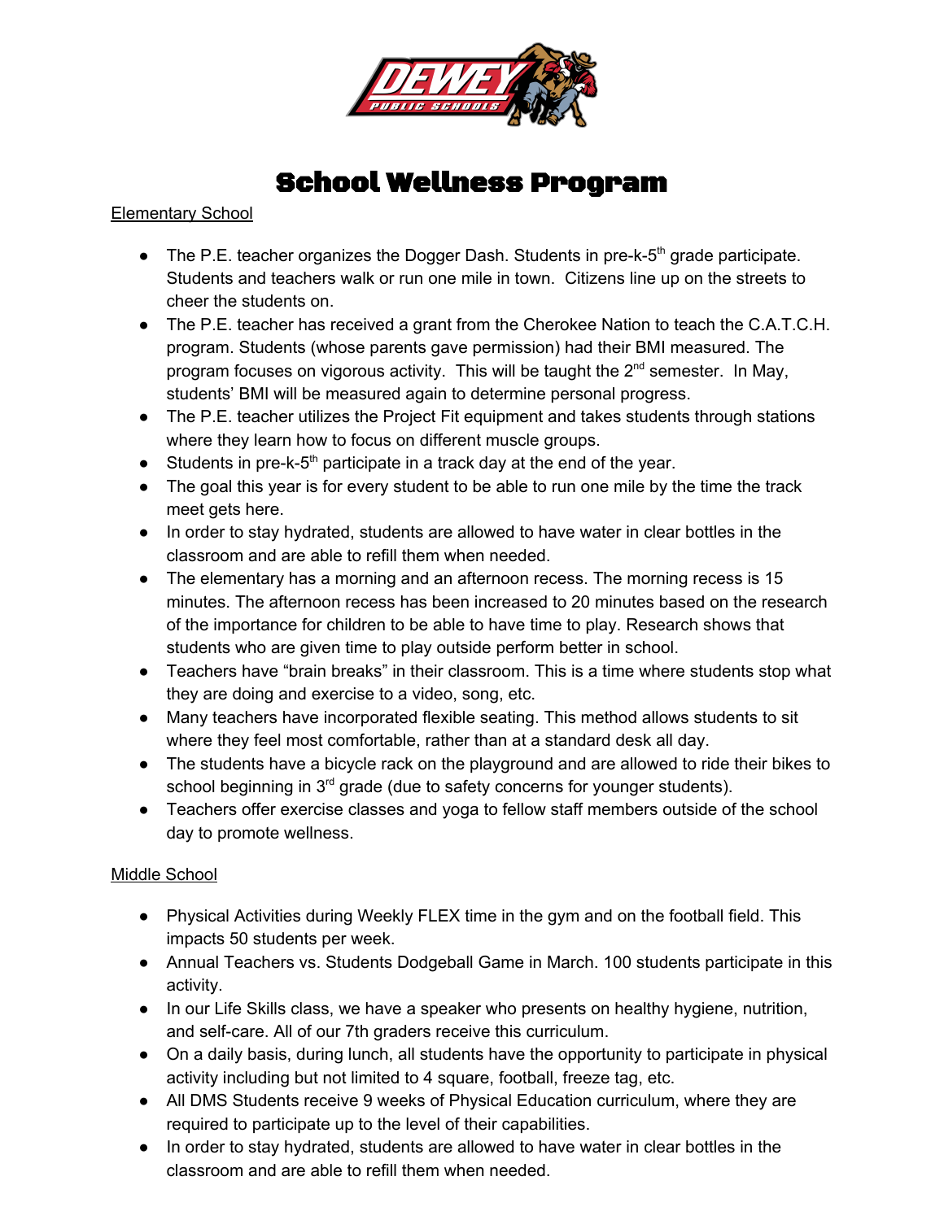# School Wellness Program

Elementary School

- The P.E. teacher organizes the Dogger Dash. Students in pre-k-5th grade participate. Students and teachers walk or run one mile in town. Citizens line up on the streets to cheer the students on.
- The P.E. teacher has received a grant from the Cherokee Nation to teach the C.A.T.C.H. program. Students (whose parents gave permission) had their BMI measured. The program focuses on vigorous activity. This will be taught the 2nd semester. In May, students' BMI will be measured again to determine personal progress.
- The P.E. teacher utilizes the Project Fit equipment and takes students through stations where they learn how to focus on different muscle groups.
- Students in pre-k-5th participate in a track day at the end of the year.
- The goal this year is for every student to be able to run one mile by the time the track meet gets here.
- In order to stay hydrated, students are allowed to have water in clear bottles in the classroom and are able to refill them when needed.
- The elementary has a morning and an afternoon recess. The morning recess is 15 minutes. The afternoon recess has been increased to 20 minutes based on the research of the importance for children to be able to have time to play. Research shows that students who are given time to play outside perform better in school.
- Teachers have "brain breaks" in their classroom. This is a time where students stop what they are doing and exercise to a video, song, etc.
- Many teachers have incorporated flexible seating. This method allows students to sit where they feel most comfortable, rather than at a standard desk all day.
- The students have a bicycle rack on the playground and are allowed to ride their bikes to school beginning in 3rd grade (due to safety concerns for younger students).
- Teachers offer exercise classes and yoga to fellow staff members outside of the school day to promote wellness.

Middle School

- Physical Activities during Weekly FLEX time in the gym and on the football field. This impacts 50 students per week.
- Annual Teachers vs. Students Dodgeball Game in March. 100 students participate in this activity.
- In our Life Skills class, we have a speaker who presents on healthy hygiene, nutrition, and self-care. All of our 7th graders receive this curriculum.
- On a daily basis, during lunch, all students have the opportunity to participate in physical activity including but not limited to 4 square, football, freeze tag, etc.
- All DMS Students receive 9 weeks of Physical Education curriculum, where they are required to participate up to the level of their capabilities.
- In order to stay hydrated, students are allowed to have water in clear bottles in the classroom and are able to refill them when needed.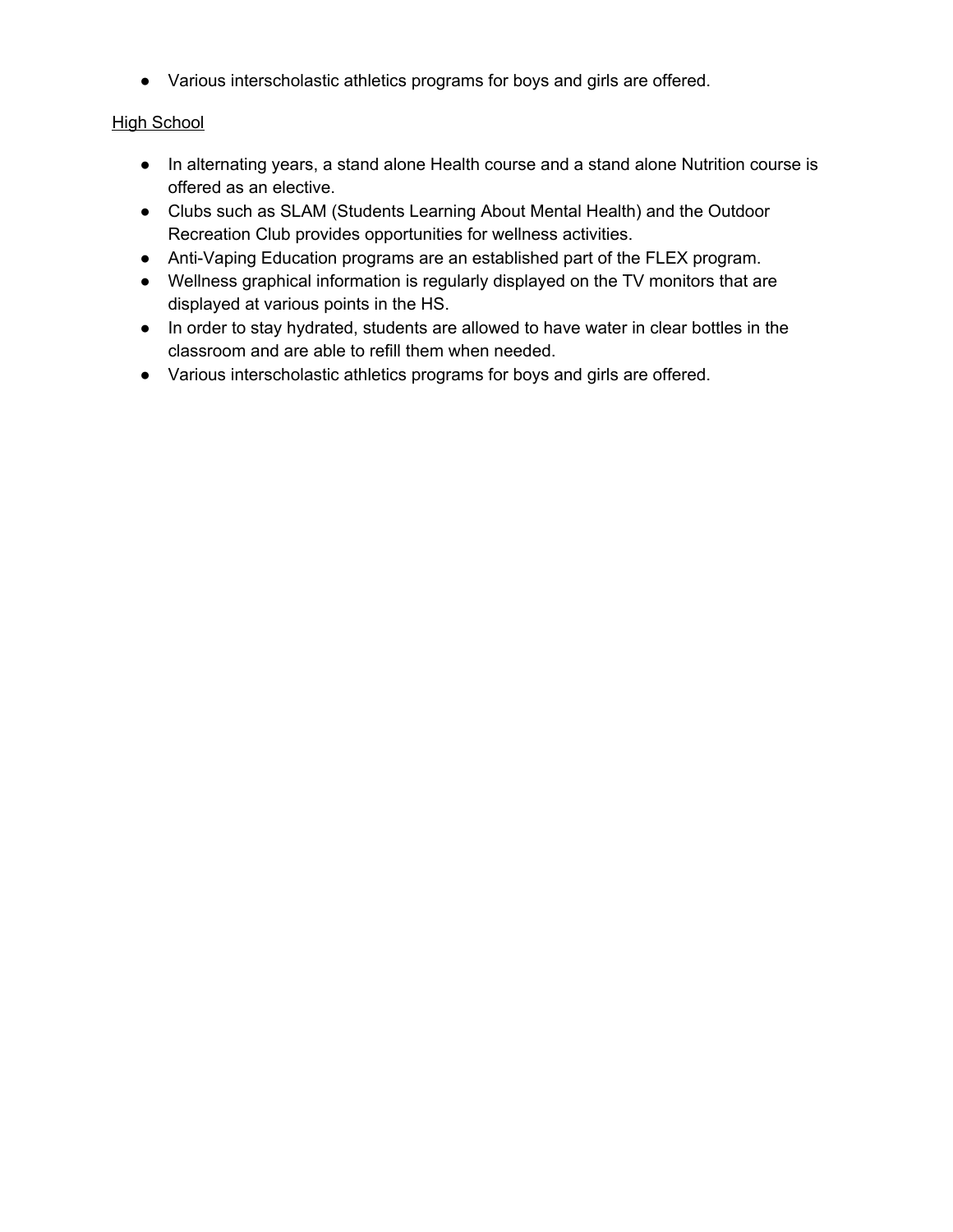- Various interscholastic athletics programs for boys and girls are offered.

<u>High School</u>

- In alternating years, a stand alone Health course and a stand alone Nutrition course is offered as an elective.
- Clubs such as SLAM (Students Learning About Mental Health) and the Outdoor Recreation Club provides opportunities for wellness activities.
- Anti-Vaping Education programs are an established part of the FLEX program.
- Wellness graphical information is regularly displayed on the TV monitors that are displayed at various points in the HS.
- In order to stay hydrated, students are allowed to have water in clear bottles in the classroom and are able to refill them when needed.
- Various interscholastic athletics programs for boys and girls are offered.